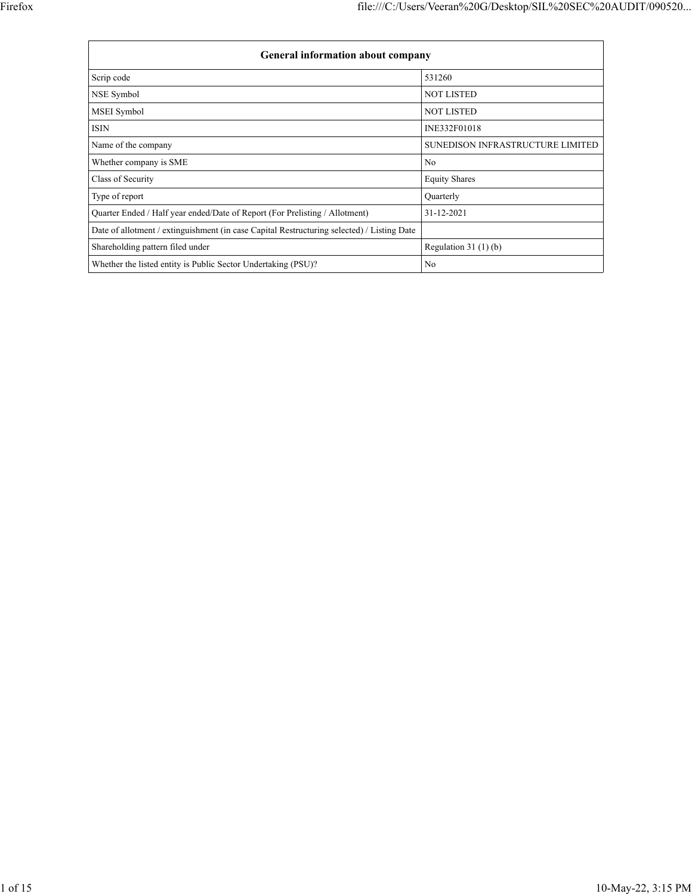| General information about company | |
|---|---|
| Scrip code | 531260 |
| NSE Symbol | NOT LISTED |
| MSEI Symbol | NOT LISTED |
| ISIN | INE332F01018 |
| Name of the company | SUNEDISON INFRASTRUCTURE LIMITED |
| Whether company is SME | No |
| Class of Security | Equity Shares |
| Type of report | Quarterly |
| Quarter Ended / Half year ended/Date of Report (For Prelisting / Allotment) | 31-12-2021 |
| Date of allotment / extinguishment (in case Capital Restructuring selected) / Listing Date | |
| Shareholding pattern filed under | Regulation 31 (1) (b) |
| Whether the listed entity is Public Sector Undertaking (PSU)? | No |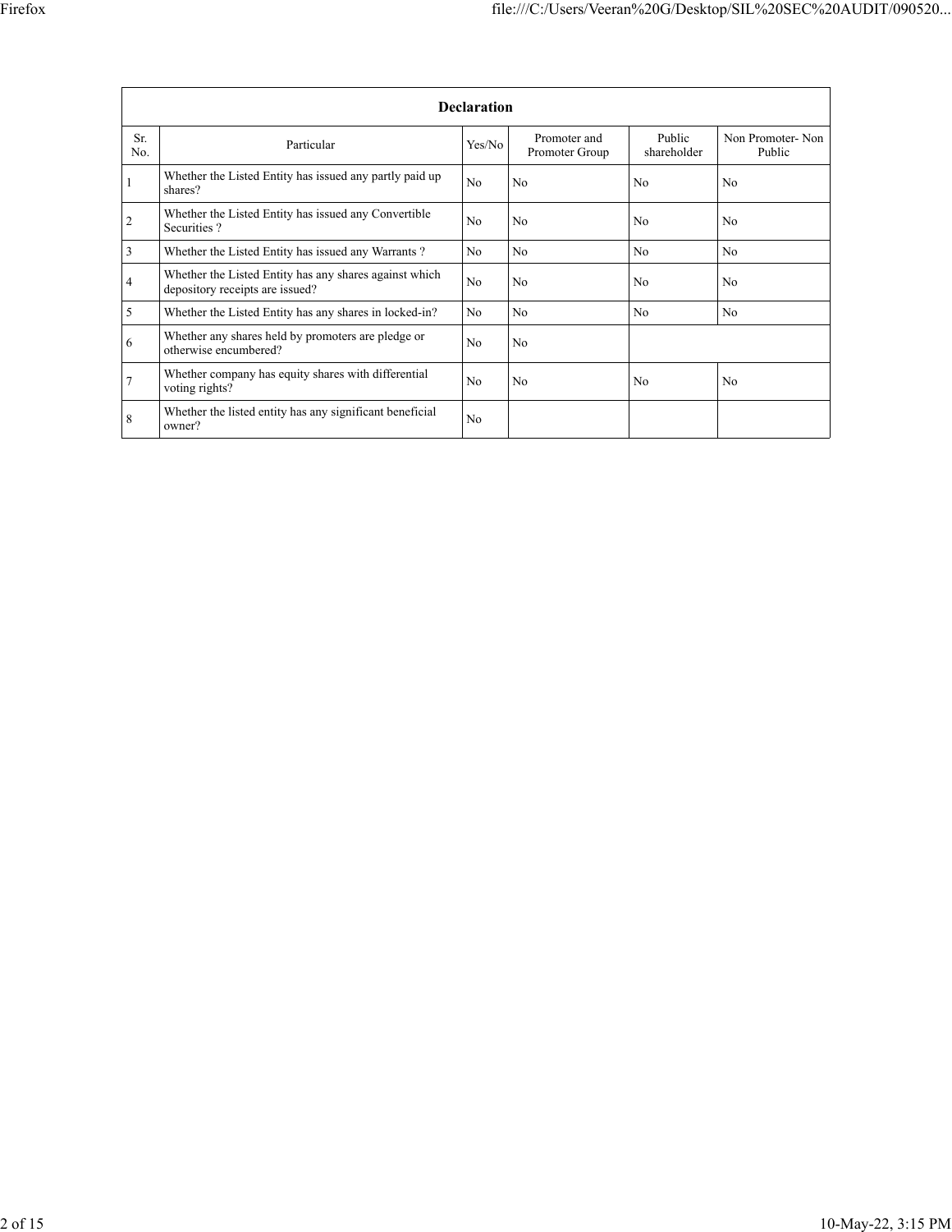| Declaration | | | | | |
|---|---|---|---|---|---|
| Sr. No. | Particular | Yes/No | Promoter and Promoter Group | Public shareholder | Non Promoter- Non Public |
| 1 | Whether the Listed Entity has issued any partly paid up shares? | No | No | No | No |
| 2 | Whether the Listed Entity has issued any Convertible Securities ? | No | No | No | No |
| 3 | Whether the Listed Entity has issued any Warrants ? | No | No | No | No |
| 4 | Whether the Listed Entity has any shares against which depository receipts are issued? | No | No | No | No |
| 5 | Whether the Listed Entity has any shares in locked-in? | No | No | No | No |
| 6 | Whether any shares held by promoters are pledge or otherwise encumbered? | No | No | | |
| 7 | Whether company has equity shares with differential voting rights? | No | No | No | No |
| 8 | Whether the listed entity has any significant beneficial owner? | No | | | |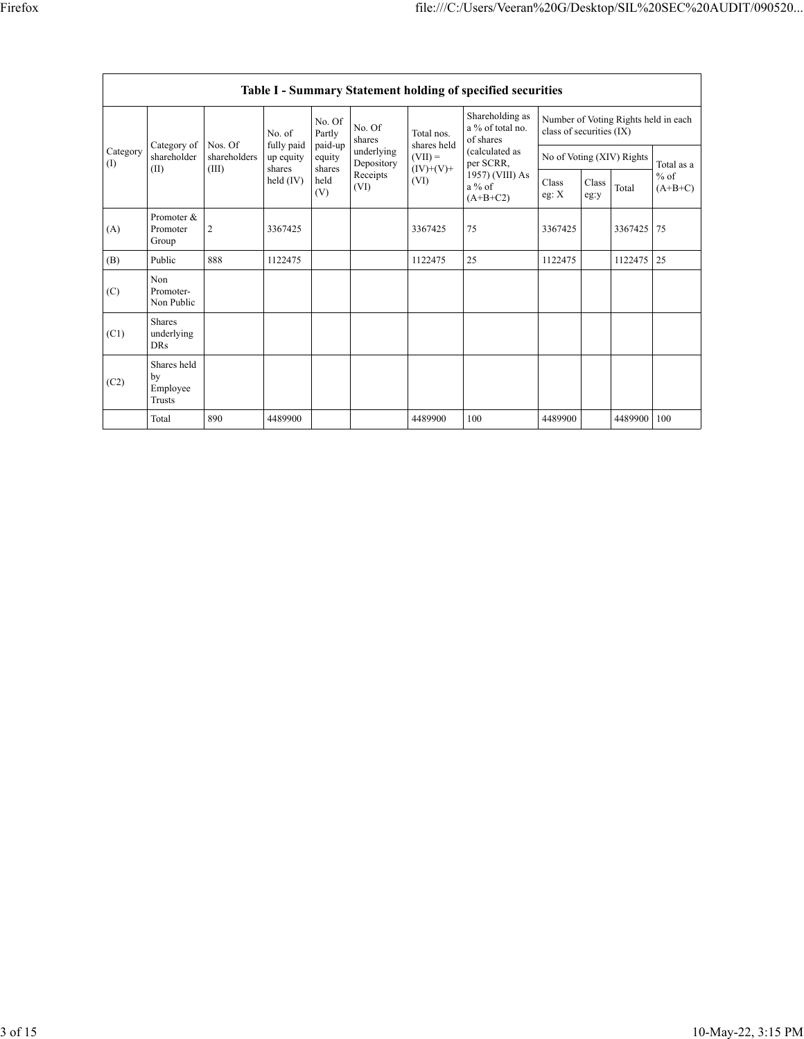| Table I - Summary Statement holding of specified securities | | | | | | | | | | | |
|---|---|---|---|---|---|---|---|---|---|---|---|
| Category (I) | Category of shareholder (II) | Nos. Of shareholders (III) | No. of fully paid up equity shares held (IV) | No. Of Partly paid-up equity shares held (V) | No. Of shares underlying Depository Receipts (VI) | Total nos. shares held (VII) = (IV)+(V)+ (VI) | Shareholding as a % of total no. of shares (calculated as per SCRR, 1957) (VIII) As a % of (A+B+C2) | Number of Voting Rights held in each class of securities (IX) | | | |
| | | | | | | | | No of Voting (XIV) Rights | | | Total as a % of (A+B+C) |
| | | | | | | | | Class eg: X | Class eg:y | Total | |
| (A) | Promoter & Promoter Group | 2 | 3367425 | | | 3367425 | 75 | 3367425 | | 3367425 | 75 |
| (B) | Public | 888 | 1122475 | | | 1122475 | 25 | 1122475 | | 1122475 | 25 |
| (C) | Non Promoter- Non Public | | | | | | | | | | |
| (C1) | Shares underlying DRs | | | | | | | | | | |
| (C2) | Shares held by Employee Trusts | | | | | | | | | | |
| | Total | 890 | 4489900 | | | 4489900 | 100 | 4489900 | | 4489900 | 100 |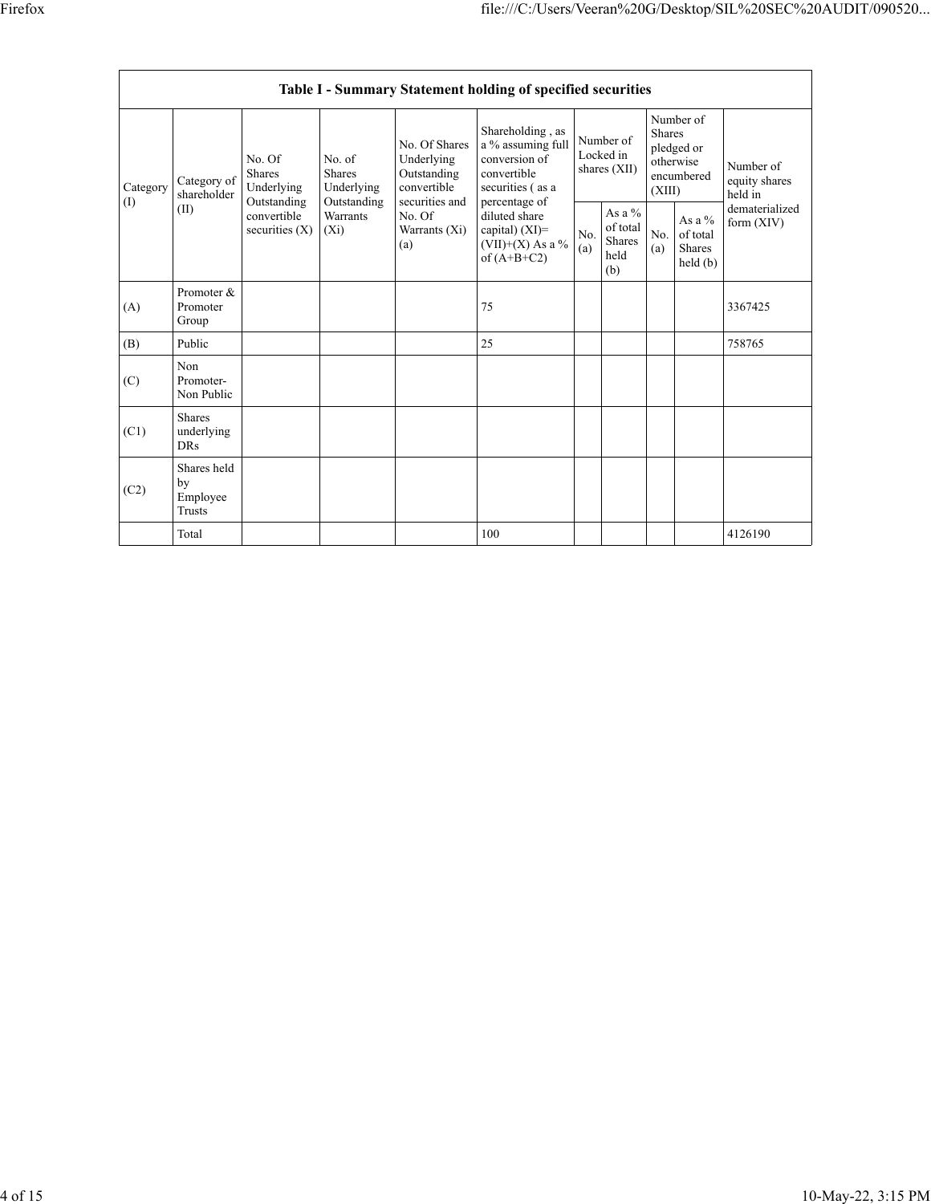| Table I - Summary Statement holding of specified securities | | | | | | | | | | |
|---|---|---|---|---|---|---|---|---|---|---|
| Category (I) | Category of shareholder (II) | No. Of Shares Underlying Outstanding convertible securities (X) | No. of Shares Underlying Outstanding Warrants (Xi) | No. Of Shares Underlying Outstanding convertible securities and No. Of Warrants (Xi) (a) | Shareholding , as a % assuming full conversion of convertible securities ( as a percentage of diluted share capital) (XI)= (VII)+(X) As a % of (A+B+C2) | Number of Locked in shares (XII) | | Number of Shares pledged or otherwise encumbered (XIII) | | Number of equity shares held in dematerialized form (XIV) |
| | | | | | | No. (a) | As a % of total Shares held (b) | No. (a) | As a % of total Shares held (b) | |
| (A) | Promoter & Promoter Group | | | | 75 | | | | | 3367425 |
| (B) | Public | | | | 25 | | | | | 758765 |
| (C) | Non Promoter- Non Public | | | | | | | | | |
| (C1) | Shares underlying DRs | | | | | | | | | |
| (C2) | Shares held by Employee Trusts | | | | | | | | | |
| | Total | | | | 100 | | | | | 4126190 |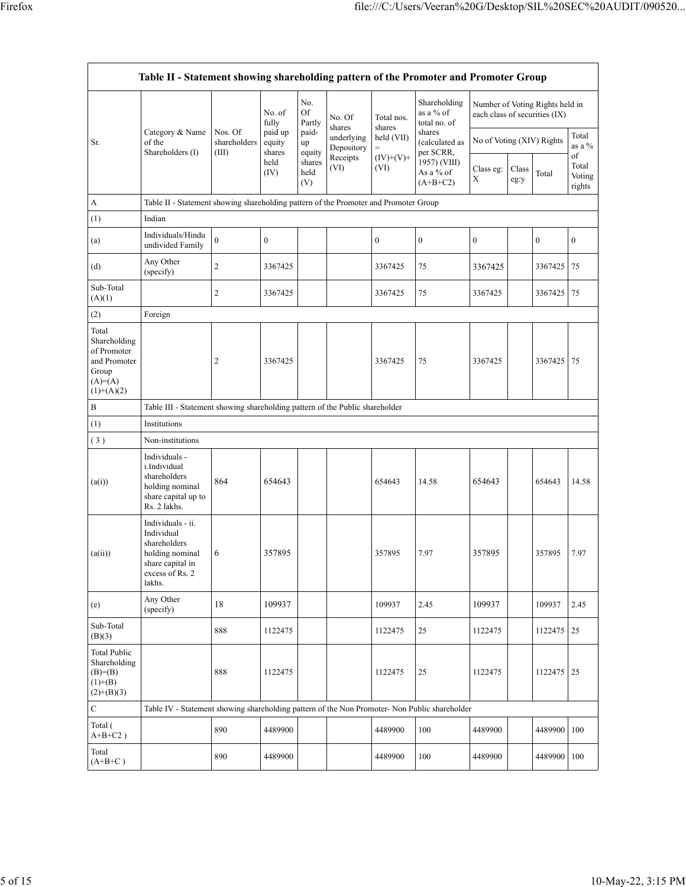| Table II - Statement showing shareholding pattern of the Promoter and Promoter Group | | | | | | | | | | | | |
|---|---|---|---|---|---|---|---|---|---|---|---|---|
| Sr. | Category & Name of the Shareholders (I) | Nos. Of shareholders (III) | No. of fully paid up equity shares held (IV) | No. Of Partly paid-up equity shares held (V) | No. Of shares underlying Depository Receipts (VI) | Total nos. shares held (VII) = (IV)+(V)+ (VI) | Shareholding as a % of total no. of shares (calculated as per SCRR, 1957) (VIII) As a % of (A+B+C2) | Number of Voting Rights held in each class of securities (IX) | | | |
| | | | | | | | | No of Voting (XIV) Rights | | | Total as a % of Total Voting rights |
| | | | | | | | | Class eg: X | Class eg:y | Total | |
| A | Table II - Statement showing shareholding pattern of the Promoter and Promoter Group | | | | | | | | | | |
| (1) | Indian | | | | | | | | | | |
| (a) | Individuals/Hindu undivided Family | 0 | 0 | | | 0 | 0 | 0 | | 0 | 0 |
| (d) | Any Other (specify) | 2 | 3367425 | | | 3367425 | 75 | 3367425 | | 3367425 | 75 |
| Sub-Total (A)(1) | | 2 | 3367425 | | | 3367425 | 75 | 3367425 | | 3367425 | 75 |
| (2) | Foreign | | | | | | | | | | |
| Total Shareholding of Promoter and Promoter Group (A)=(A)(1)+(A)(2) | | 2 | 3367425 | | | 3367425 | 75 | 3367425 | | 3367425 | 75 |
| B | Table III - Statement showing shareholding pattern of the Public shareholder | | | | | | | | | | |
| (1) | Institutions | | | | | | | | | | |
| ( 3 ) | Non-institutions | | | | | | | | | | |
| (a(i)) | Individuals - i.Individual shareholders holding nominal share capital up to Rs. 2 lakhs. | 864 | 654643 | | | 654643 | 14.58 | 654643 | | 654643 | 14.58 |
| (a(ii)) | Individuals - ii. Individual shareholders holding nominal share capital in excess of Rs. 2 lakhs. | 6 | 357895 | | | 357895 | 7.97 | 357895 | | 357895 | 7.97 |
| (e) | Any Other (specify) | 18 | 109937 | | | 109937 | 2.45 | 109937 | | 109937 | 2.45 |
| Sub-Total (B)(3) | | 888 | 1122475 | | | 1122475 | 25 | 1122475 | | 1122475 | 25 |
| Total Public Shareholding (B)=(B)(1)+(B)(2)+(B)(3) | | 888 | 1122475 | | | 1122475 | 25 | 1122475 | | 1122475 | 25 |
| C | Table IV - Statement showing shareholding pattern of the Non Promoter- Non Public shareholder | | | | | | | | | | |
| Total ( A+B+C2 ) | | 890 | 4489900 | | | 4489900 | 100 | 4489900 | | 4489900 | 100 |
| Total (A+B+C ) | | 890 | 4489900 | | | 4489900 | 100 | 4489900 | | 4489900 | 100 |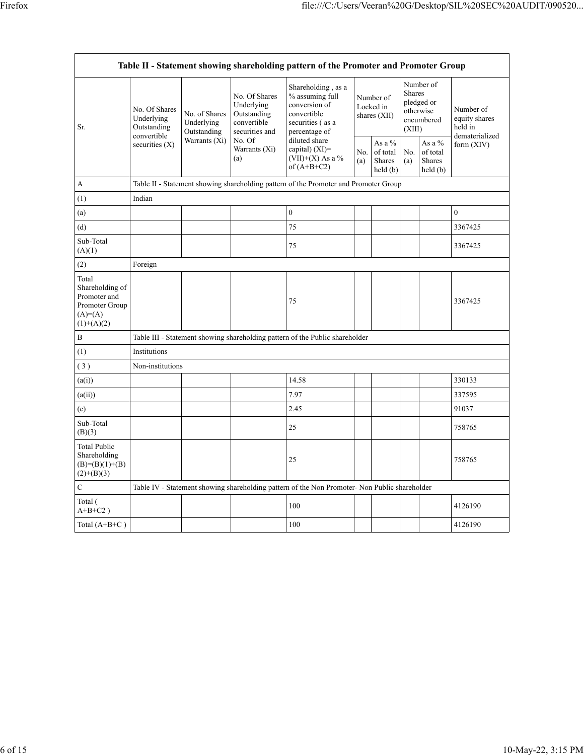| Table II - Statement showing shareholding pattern of the Promoter and Promoter Group | | | | | | | | | |
|---|---|---|---|---|---|---|---|---|---|
| Sr. | No. Of Shares Underlying Outstanding convertible securities (X) | No. of Shares Underlying Outstanding Warrants (Xi) | No. Of Shares Underlying Outstanding convertible securities and No. Of Warrants (Xi) (a) | Shareholding , as a % assuming full conversion of convertible securities ( as a percentage of diluted share capital) (XI)= (VII)+(X) As a % of (A+B+C2) | Number of Locked in shares (XII) | | Number of Shares pledged or otherwise encumbered (XIII) | | Number of equity shares held in dematerialized form (XIV) |
| | | | | | No. (a) | As a % of total Shares held (b) | No. (a) | As a % of total Shares held (b) | |
| A | Table II - Statement showing shareholding pattern of the Promoter and Promoter Group | | | | | | | | |
| (1) | Indian | | | | | | | | |
| (a) | | | | 0 | | | | | 0 |
| (d) | | | | 75 | | | | | 3367425 |
| Sub-Total (A)(1) | | | | 75 | | | | | 3367425 |
| (2) | Foreign | | | | | | | | |
| Total Shareholding of Promoter and Promoter Group (A)=(A)(1)+(A)(2) | | | | 75 | | | | | 3367425 |
| B | Table III - Statement showing shareholding pattern of the Public shareholder | | | | | | | | |
| (1) | Institutions | | | | | | | | |
| ( 3 ) | Non-institutions | | | | | | | | |
| (a(i)) | | | | 14.58 | | | | | 330133 |
| (a(ii)) | | | | 7.97 | | | | | 337595 |
| (e) | | | | 2.45 | | | | | 91037 |
| Sub-Total (B)(3) | | | | 25 | | | | | 758765 |
| Total Public Shareholding (B)=(B)(1)+(B)(2)+(B)(3) | | | | 25 | | | | | 758765 |
| C | Table IV - Statement showing shareholding pattern of the Non Promoter- Non Public shareholder | | | | | | | | |
| Total ( A+B+C2 ) | | | | 100 | | | | | 4126190 |
| Total (A+B+C ) | | | | 100 | | | | | 4126190 |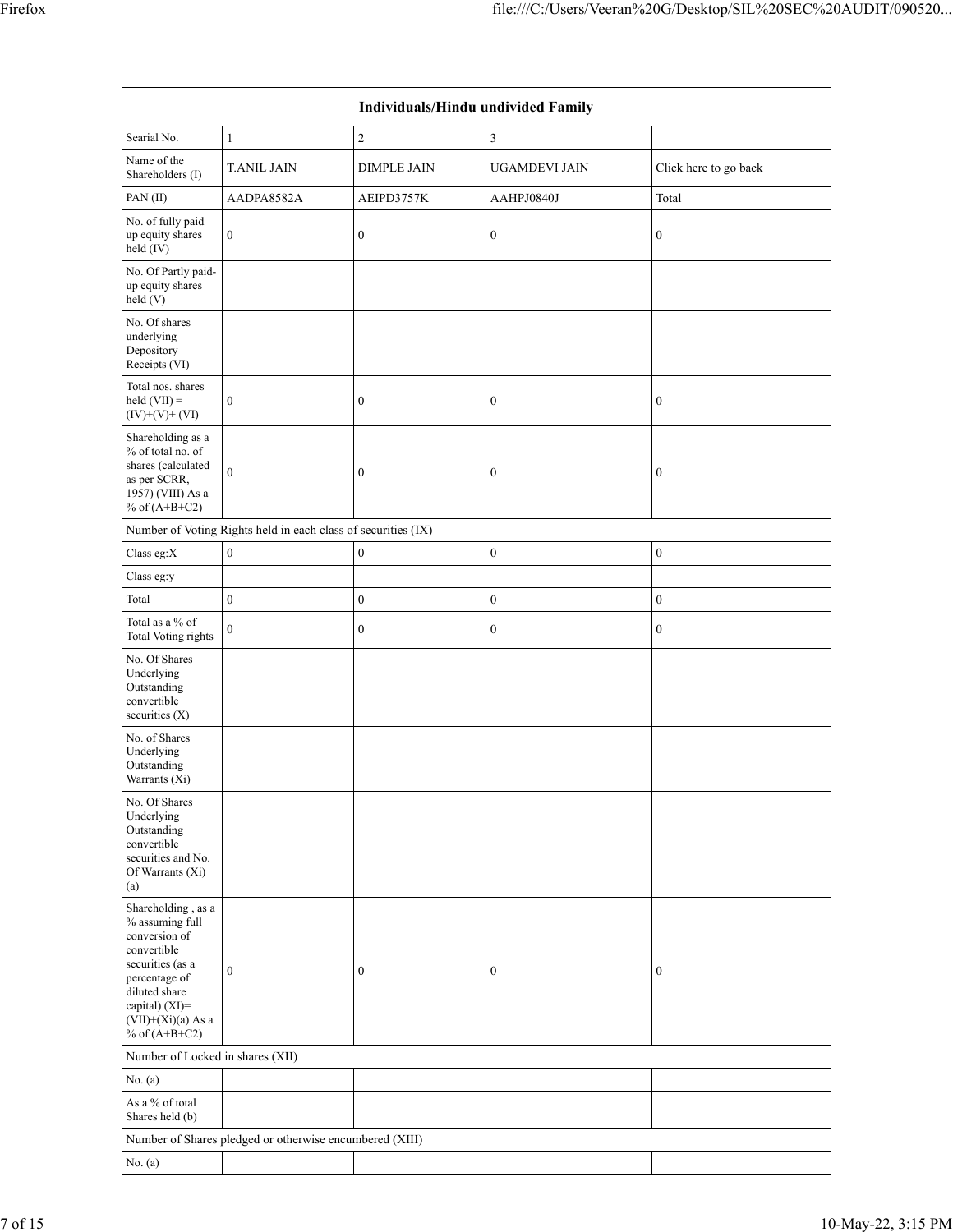| Individuals/Hindu undivided Family | | | | |
|---|---|---|---|---|
| Searial No. | 1 | 2 | 3 | |
| Name of the Shareholders (I) | T.ANIL JAIN | DIMPLE JAIN | UGAMDEVI JAIN | Click here to go back |
| PAN (II) | AADPA8582A | AEIPD3757K | AAHPJ0840J | Total |
| No. of fully paid up equity shares held (IV) | 0 | 0 | 0 | 0 |
| No. Of Partly paid-up equity shares held (V) | | | | |
| No. Of shares underlying Depository Receipts (VI) | | | | |
| Total nos. shares held (VII) = (IV)+(V)+ (VI) | 0 | 0 | 0 | 0 |
| Shareholding as a % of total no. of shares (calculated as per SCRR, 1957) (VIII) As a % of (A+B+C2) | 0 | 0 | 0 | 0 |
| Number of Voting Rights held in each class of securities (IX) | | | | |
| Class eg:X | 0 | 0 | 0 | 0 |
| Class eg:y | | | | |
| Total | 0 | 0 | 0 | 0 |
| Total as a % of Total Voting rights | 0 | 0 | 0 | 0 |
| No. Of Shares Underlying Outstanding convertible securities (X) | | | | |
| No. of Shares Underlying Outstanding Warrants (Xi) | | | | |
| No. Of Shares Underlying Outstanding convertible securities and No. Of Warrants (Xi) (a) | | | | |
| Shareholding , as a % assuming full conversion of convertible securities (as a percentage of diluted share capital) (XI)= (VII)+(Xi)(a) As a % of (A+B+C2) | 0 | 0 | 0 | 0 |
| Number of Locked in shares (XII) | | | | |
| No. (a) | | | | |
| As a % of total Shares held (b) | | | | |
| Number of Shares pledged or otherwise encumbered (XIII) | | | | |
| No. (a) | | | | |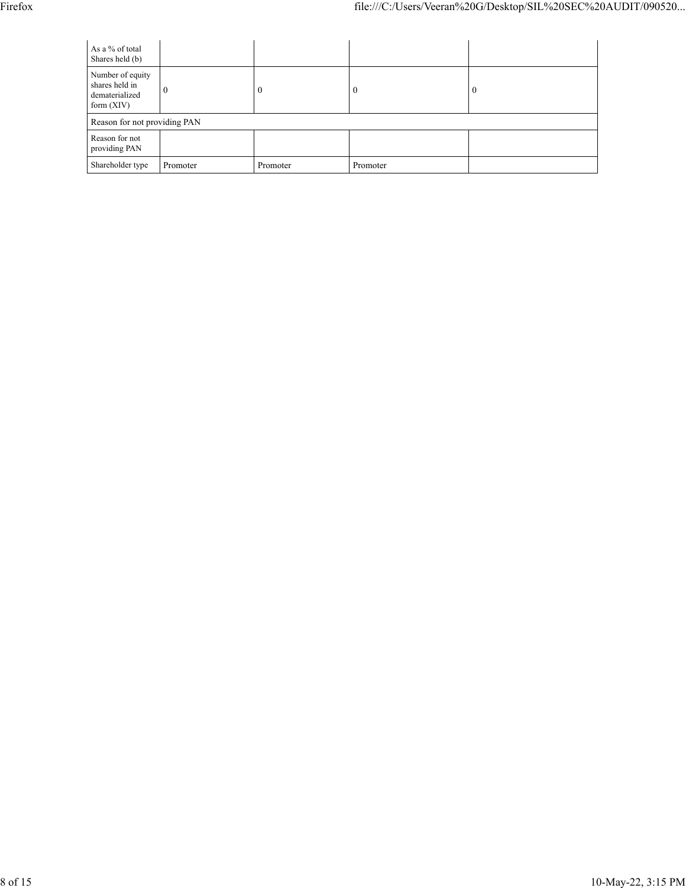| As a % of total Shares held (b) | | | | |
|---|---|---|---|---|
| Number of equity shares held in dematerialized form (XIV) | 0 | 0 | 0 | 0 |
| Reason for not providing PAN | | | | |
| Reason for not providing PAN | | | | |
| Shareholder type | Promoter | Promoter | Promoter | |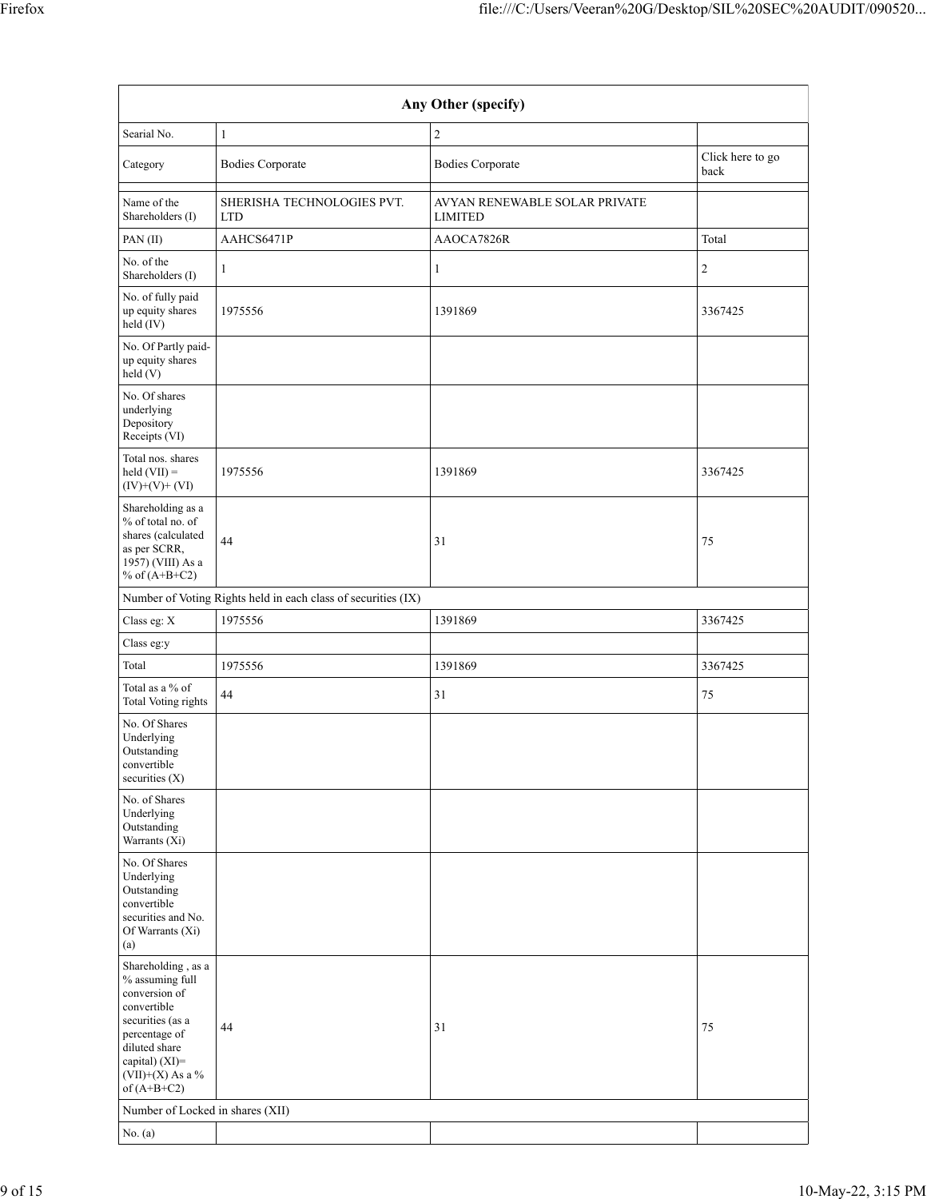| Any Other (specify) | | | |
|---|---|---|---|
| Searial No. | 1 | 2 | |
| Category | Bodies Corporate | Bodies Corporate | Click here to go back |
| | | | |
| Name of the Shareholders (I) | SHERISHA TECHNOLOGIES PVT. LTD | AVYAN RENEWABLE SOLAR PRIVATE LIMITED | |
| PAN (II) | AAHCS6471P | AAOCA7826R | Total |
| No. of the Shareholders (I) | 1 | 1 | 2 |
| No. of fully paid up equity shares held (IV) | 1975556 | 1391869 | 3367425 |
| No. Of Partly paid-up equity shares held (V) | | | |
| No. Of shares underlying Depository Receipts (VI) | | | |
| Total nos. shares held (VII) = (IV)+(V)+ (VI) | 1975556 | 1391869 | 3367425 |
| Shareholding as a % of total no. of shares (calculated as per SCRR, 1957) (VIII) As a % of (A+B+C2) | 44 | 31 | 75 |
| Number of Voting Rights held in each class of securities (IX) | | | |
| Class eg: X | 1975556 | 1391869 | 3367425 |
| Class eg:y | | | |
| Total | 1975556 | 1391869 | 3367425 |
| Total as a % of Total Voting rights | 44 | 31 | 75 |
| No. Of Shares Underlying Outstanding convertible securities (X) | | | |
| No. of Shares Underlying Outstanding Warrants (Xi) | | | |
| No. Of Shares Underlying Outstanding convertible securities and No. Of Warrants (Xi) (a) | | | |
| Shareholding , as a % assuming full conversion of convertible securities (as a percentage of diluted share capital) (XI)= (VII)+(X) As a % of (A+B+C2) | 44 | 31 | 75 |
| Number of Locked in shares (XII) | | | |
| No. (a) | | | |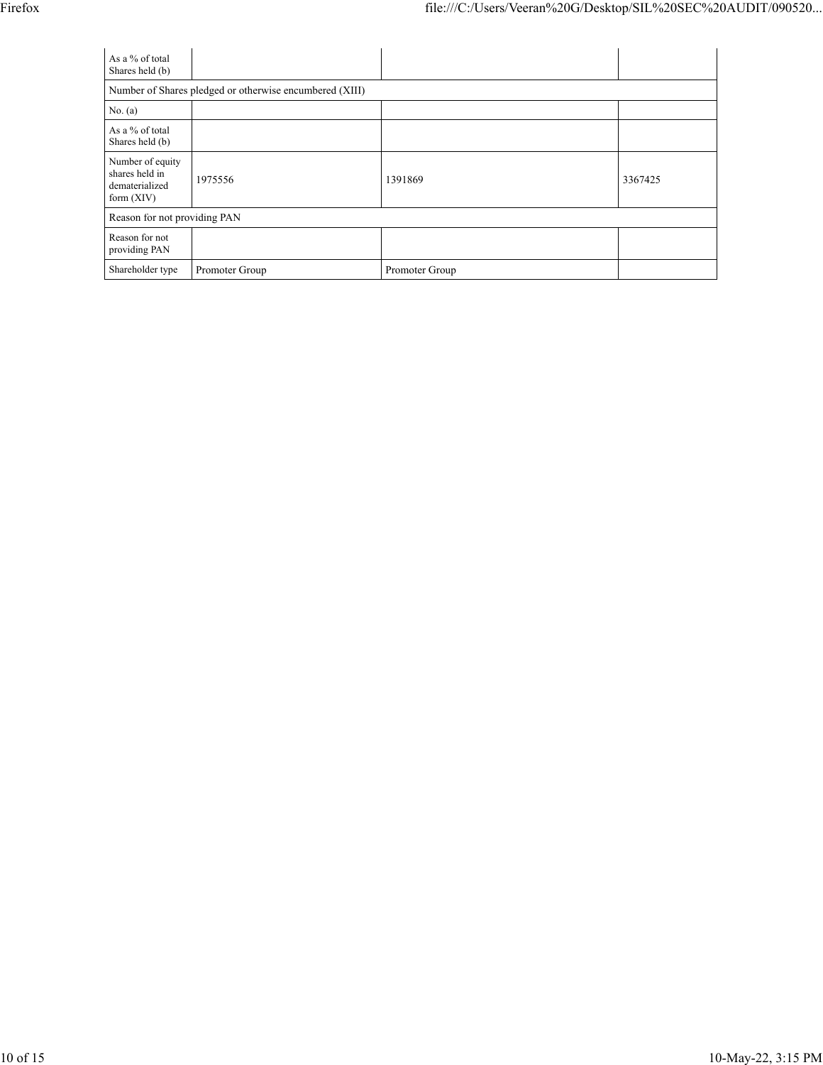| | | | |
|---|---|---|---|
| As a % of total Shares held (b) | | | |
| Number of Shares pledged or otherwise encumbered (XIII) | | | |
| No. (a) | | | |
| As a % of total Shares held (b) | | | |
| Number of equity shares held in dematerialized form (XIV) | 1975556 | 1391869 | 3367425 |
| Reason for not providing PAN | | | |
| Reason for not providing PAN | | | |
| Shareholder type | Promoter Group | Promoter Group | |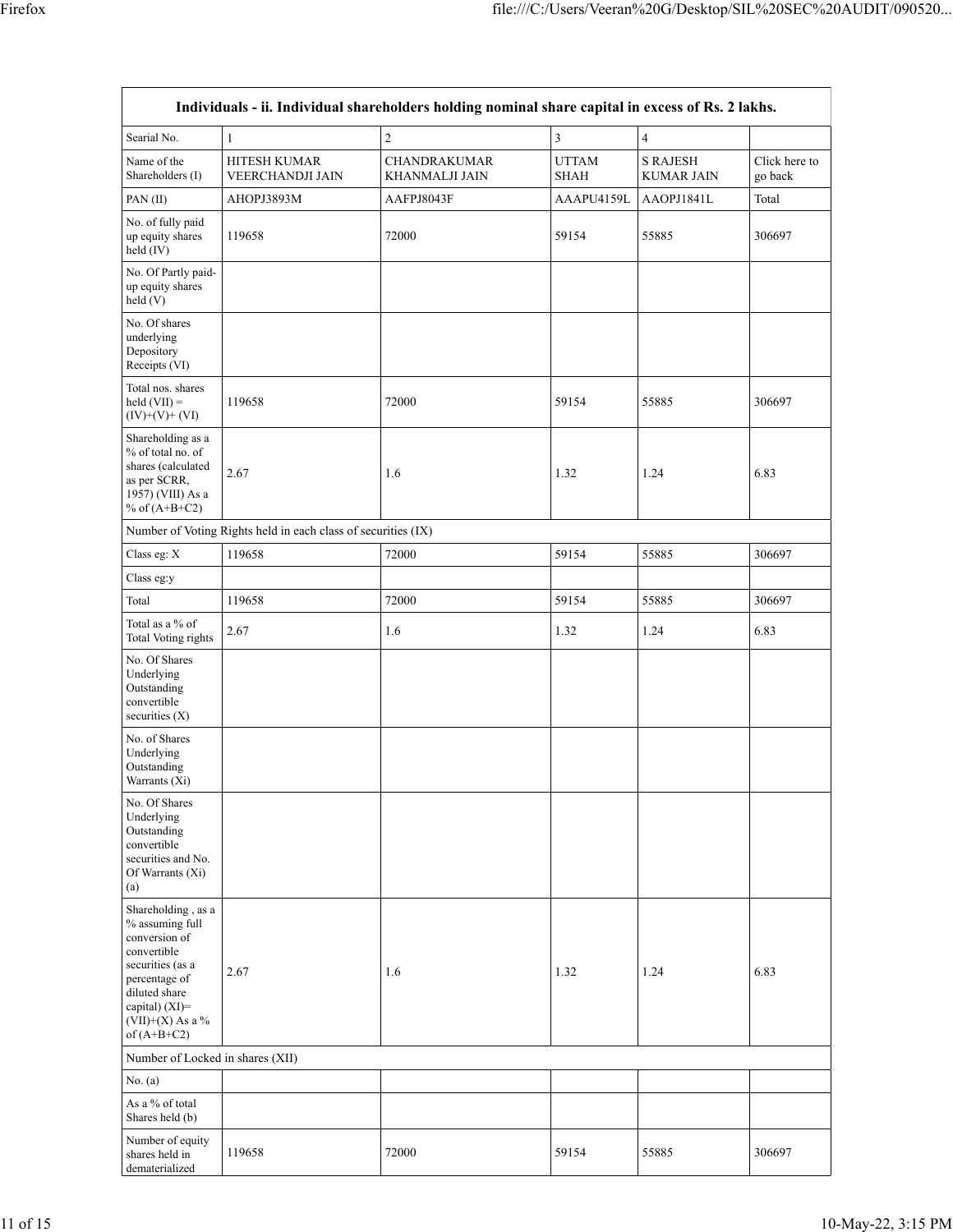| Individuals - ii. Individual shareholders holding nominal share capital in excess of Rs. 2 lakhs. | | | | | |
|---|---|---|---|---|---|
| Searial No. | 1 | 2 | 3 | 4 | |
| Name of the Shareholders (I) | HITESH KUMAR VEERCHANDJI JAIN | CHANDRAKUMAR KHANMALJI JAIN | UTTAM SHAH | S RAJESH KUMAR JAIN | Click here to go back |
| PAN (II) | AHOPJ3893M | AAFPJ8043F | AAAPU4159L | AAOPJ1841L | Total |
| No. of fully paid up equity shares held (IV) | 119658 | 72000 | 59154 | 55885 | 306697 |
| No. Of Partly paid-up equity shares held (V) | | | | | |
| No. Of shares underlying Depository Receipts (VI) | | | | | |
| Total nos. shares held (VII) = (IV)+(V)+ (VI) | 119658 | 72000 | 59154 | 55885 | 306697 |
| Shareholding as a % of total no. of shares (calculated as per SCRR, 1957) (VIII) As a % of (A+B+C2) | 2.67 | 1.6 | 1.32 | 1.24 | 6.83 |
| Number of Voting Rights held in each class of securities (IX) | | | | | |
| Class eg: X | 119658 | 72000 | 59154 | 55885 | 306697 |
| Class eg:y | | | | | |
| Total | 119658 | 72000 | 59154 | 55885 | 306697 |
| Total as a % of Total Voting rights | 2.67 | 1.6 | 1.32 | 1.24 | 6.83 |
| No. Of Shares Underlying Outstanding convertible securities (X) | | | | | |
| No. of Shares Underlying Outstanding Warrants (Xi) | | | | | |
| No. Of Shares Underlying Outstanding convertible securities and No. Of Warrants (Xi) (a) | | | | | |
| Shareholding , as a % assuming full conversion of convertible securities (as a percentage of diluted share capital) (XI)= (VII)+(X) As a % of (A+B+C2) | 2.67 | 1.6 | 1.32 | 1.24 | 6.83 |
| Number of Locked in shares (XII) | | | | | |
| No. (a) | | | | | |
| As a % of total Shares held (b) | | | | | |
| Number of equity shares held in dematerialized | 119658 | 72000 | 59154 | 55885 | 306697 |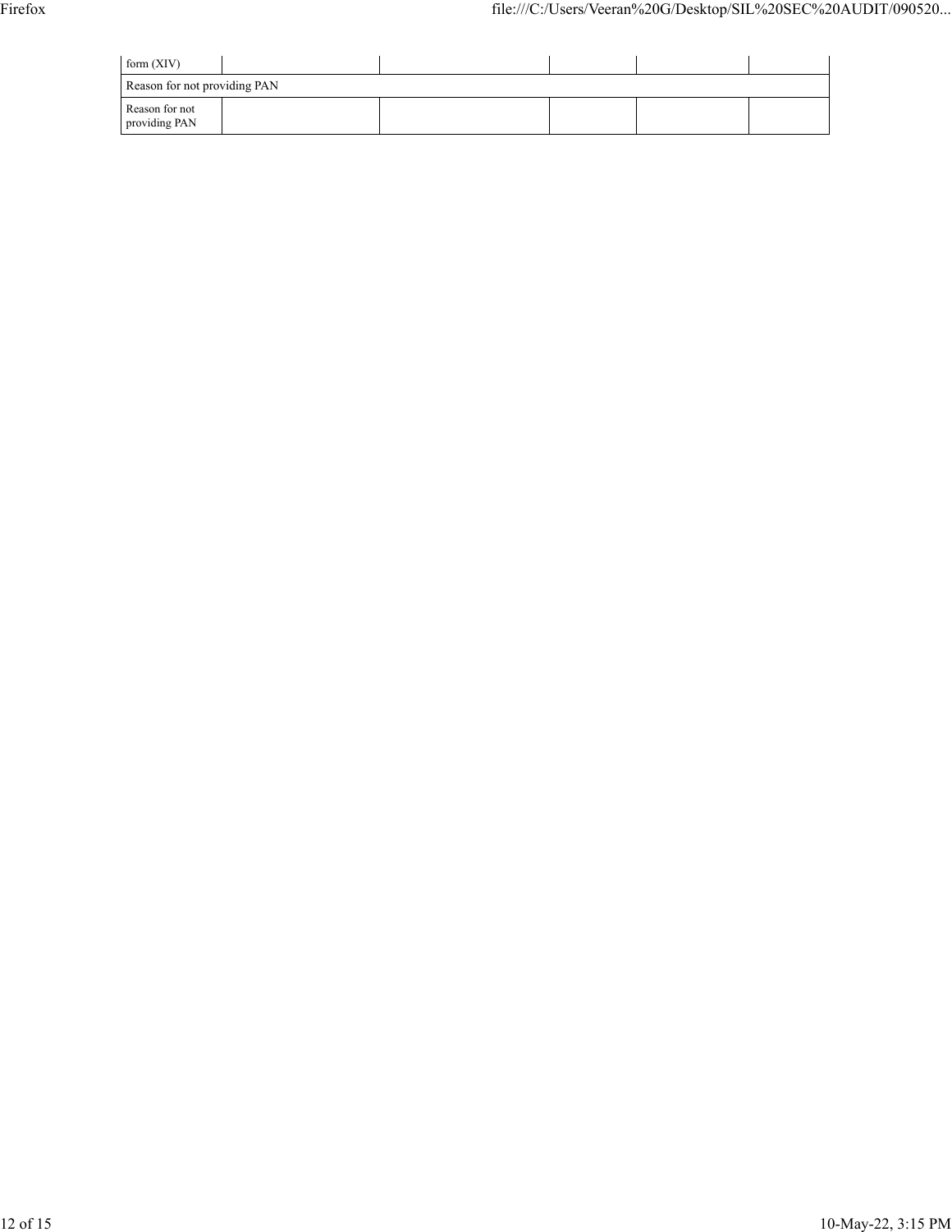| form (XIV) | | | | | |
|---|---|---|---|---|---|
| Reason for not providing PAN | | | | | |
| Reason for not providing PAN | | | | | |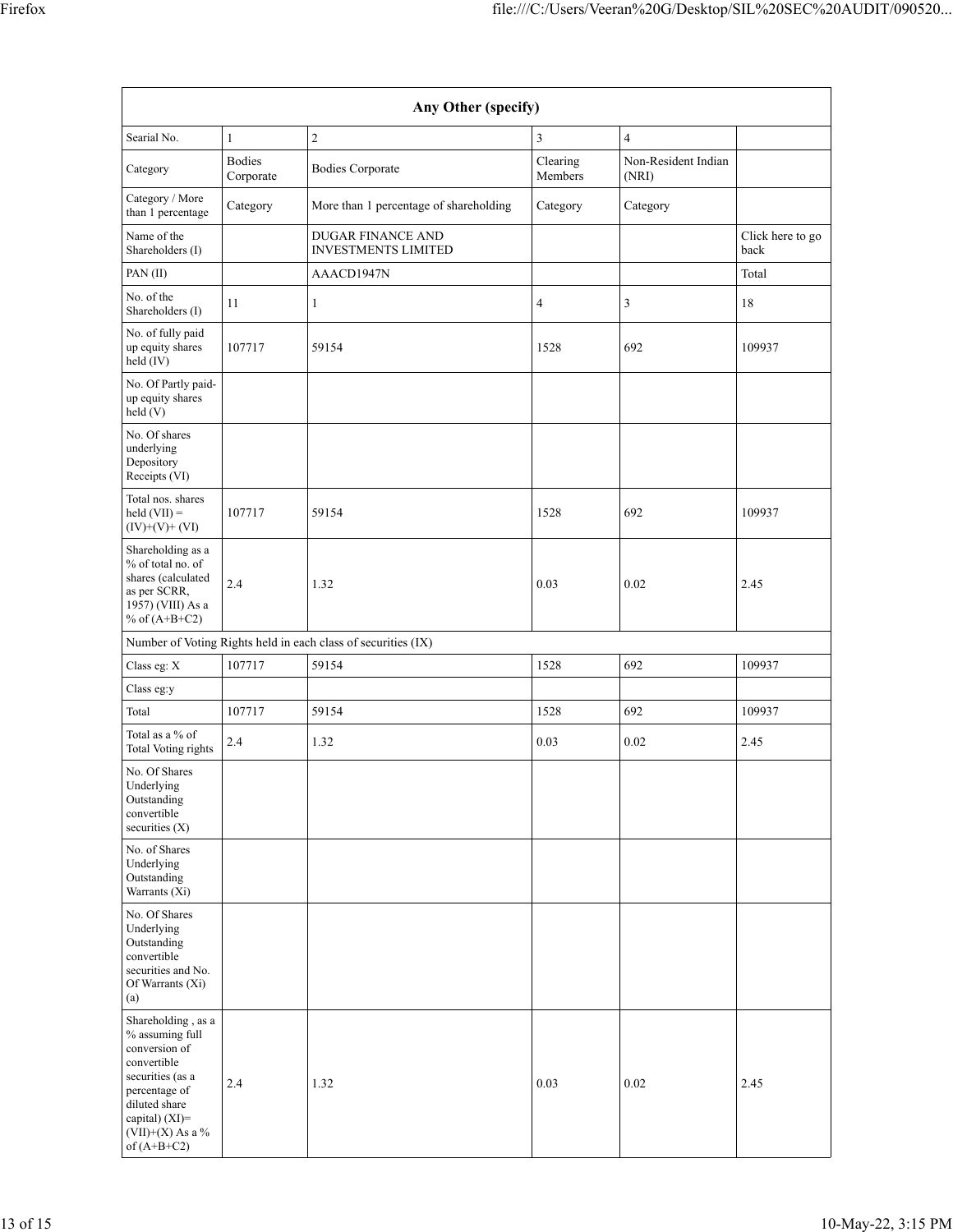| Any Other (specify) | | | | | |
|---|---|---|---|---|---|
| Searial No. | 1 | 2 | 3 | 4 | |
| Category | Bodies Corporate | Bodies Corporate | Clearing Members | Non-Resident Indian (NRI) | |
| Category / More than 1 percentage | Category | More than 1 percentage of shareholding | Category | Category | |
| Name of the Shareholders (I) | | DUGAR FINANCE AND INVESTMENTS LIMITED | | | Click here to go back |
| PAN (II) | | AAACD1947N | | | Total |
| No. of the Shareholders (I) | 11 | 1 | 4 | 3 | 18 |
| No. of fully paid up equity shares held (IV) | 107717 | 59154 | 1528 | 692 | 109937 |
| No. Of Partly paid-up equity shares held (V) | | | | | |
| No. Of shares underlying Depository Receipts (VI) | | | | | |
| Total nos. shares held (VII) = (IV)+(V)+ (VI) | 107717 | 59154 | 1528 | 692 | 109937 |
| Shareholding as a % of total no. of shares (calculated as per SCRR, 1957) (VIII) As a % of (A+B+C2) | 2.4 | 1.32 | 0.03 | 0.02 | 2.45 |
| Number of Voting Rights held in each class of securities (IX) | | | | | |
| Class eg: X | 107717 | 59154 | 1528 | 692 | 109937 |
| Class eg:y | | | | | |
| Total | 107717 | 59154 | 1528 | 692 | 109937 |
| Total as a % of Total Voting rights | 2.4 | 1.32 | 0.03 | 0.02 | 2.45 |
| No. Of Shares Underlying Outstanding convertible securities (X) | | | | | |
| No. of Shares Underlying Outstanding Warrants (Xi) | | | | | |
| No. Of Shares Underlying Outstanding convertible securities and No. Of Warrants (Xi) (a) | | | | | |
| Shareholding , as a % assuming full conversion of convertible securities (as a percentage of diluted share capital) (XI)= (VII)+(X) As a % of (A+B+C2) | 2.4 | 1.32 | 0.03 | 0.02 | 2.45 |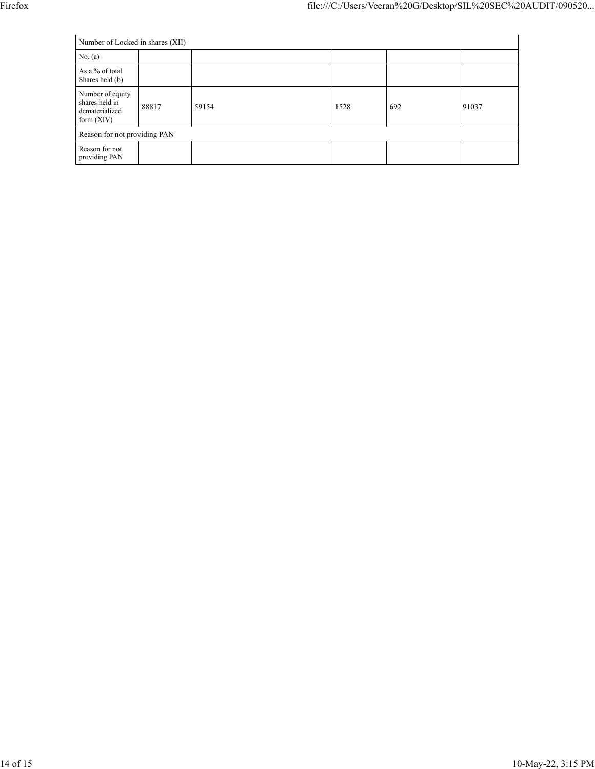| Number of Locked in shares (XII) | | | | | |
|---|---|---|---|---|---|
| No. (a) | | | | | |
| As a % of total Shares held (b) | | | | | |
| Number of equity shares held in dematerialized form (XIV) | 88817 | 59154 | 1528 | 692 | 91037 |
| Reason for not providing PAN | | | | | |
| Reason for not providing PAN | | | | | |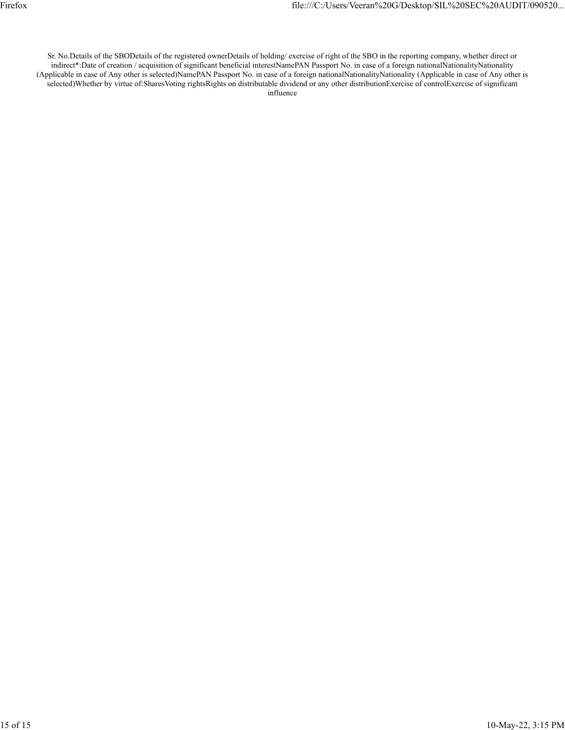Sr. No.Details of the SBODetails of the registered ownerDetails of holding/ exercise of right of the SBO in the reporting company, whether direct or indirect*:Date of creation / acquisition of significant beneficial interestNamePAN Passport No. in case of a foreign nationalNationalityNationality (Applicable in case of Any other is selected)NamePAN Passport No. in case of a foreign nationalNationalityNationality (Applicable in case of Any other is selected)Whether by virtue of:SharesVoting rightsRights on distributable dividend or any other distributionExercise of controlExercise of significant influence